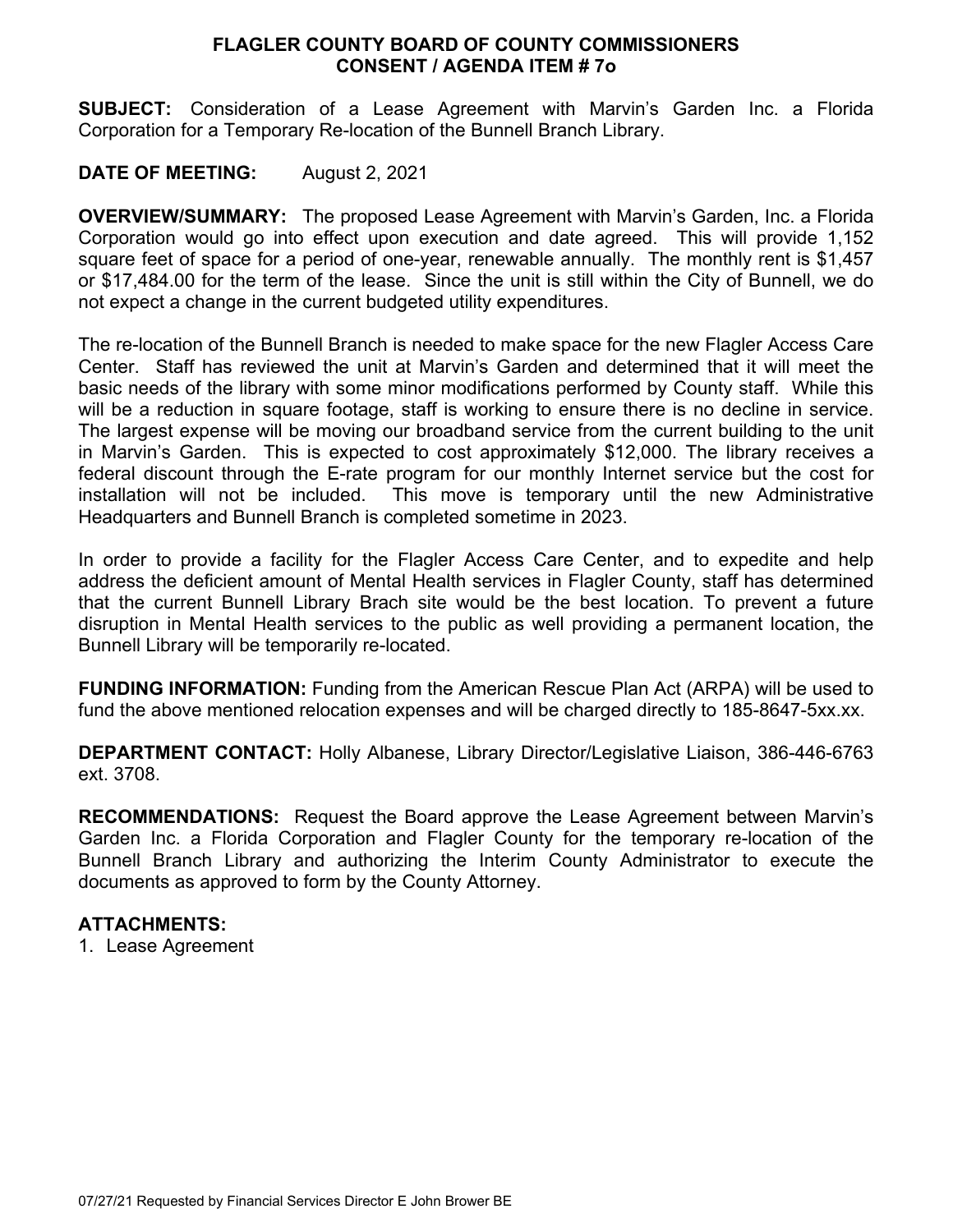# FLAGLER COUNTY BOARD OF COUNTY COMMISSIONERS
## CONSENT / AGENDA ITEM # 7o

**SUBJECT:** Consideration of a Lease Agreement with Marvin's Garden Inc. a Florida Corporation for a Temporary Re-location of the Bunnell Branch Library.

**DATE OF MEETING:** August 2, 2021

**OVERVIEW/SUMMARY:** The proposed Lease Agreement with Marvin's Garden, Inc. a Florida Corporation would go into effect upon execution and date agreed. This will provide 1,152 square feet of space for a period of one-year, renewable annually. The monthly rent is $1,457 or $17,484.00 for the term of the lease. Since the unit is still within the City of Bunnell, we do not expect a change in the current budgeted utility expenditures.

The re-location of the Bunnell Branch is needed to make space for the new Flagler Access Care Center. Staff has reviewed the unit at Marvin's Garden and determined that it will meet the basic needs of the library with some minor modifications performed by County staff. While this will be a reduction in square footage, staff is working to ensure there is no decline in service. The largest expense will be moving our broadband service from the current building to the unit in Marvin's Garden. This is expected to cost approximately $12,000. The library receives a federal discount through the E-rate program for our monthly Internet service but the cost for installation will not be included. This move is temporary until the new Administrative Headquarters and Bunnell Branch is completed sometime in 2023.

In order to provide a facility for the Flagler Access Care Center, and to expedite and help address the deficient amount of Mental Health services in Flagler County, staff has determined that the current Bunnell Library Brach site would be the best location. To prevent a future disruption in Mental Health services to the public as well providing a permanent location, the Bunnell Library will be temporarily re-located.

**FUNDING INFORMATION:** Funding from the American Rescue Plan Act (ARPA) will be used to fund the above mentioned relocation expenses and will be charged directly to 185-8647-5xx.xx.

**DEPARTMENT CONTACT:** Holly Albanese, Library Director/Legislative Liaison, 386-446-6763 ext. 3708.

**RECOMMENDATIONS:** Request the Board approve the Lease Agreement between Marvin's Garden Inc. a Florida Corporation and Flagler County for the temporary re-location of the Bunnell Branch Library and authorizing the Interim County Administrator to execute the documents as approved to form by the County Attorney.

**ATTACHMENTS:**

1. Lease Agreement

07/27/21 Requested by Financial Services Director E John Brower BE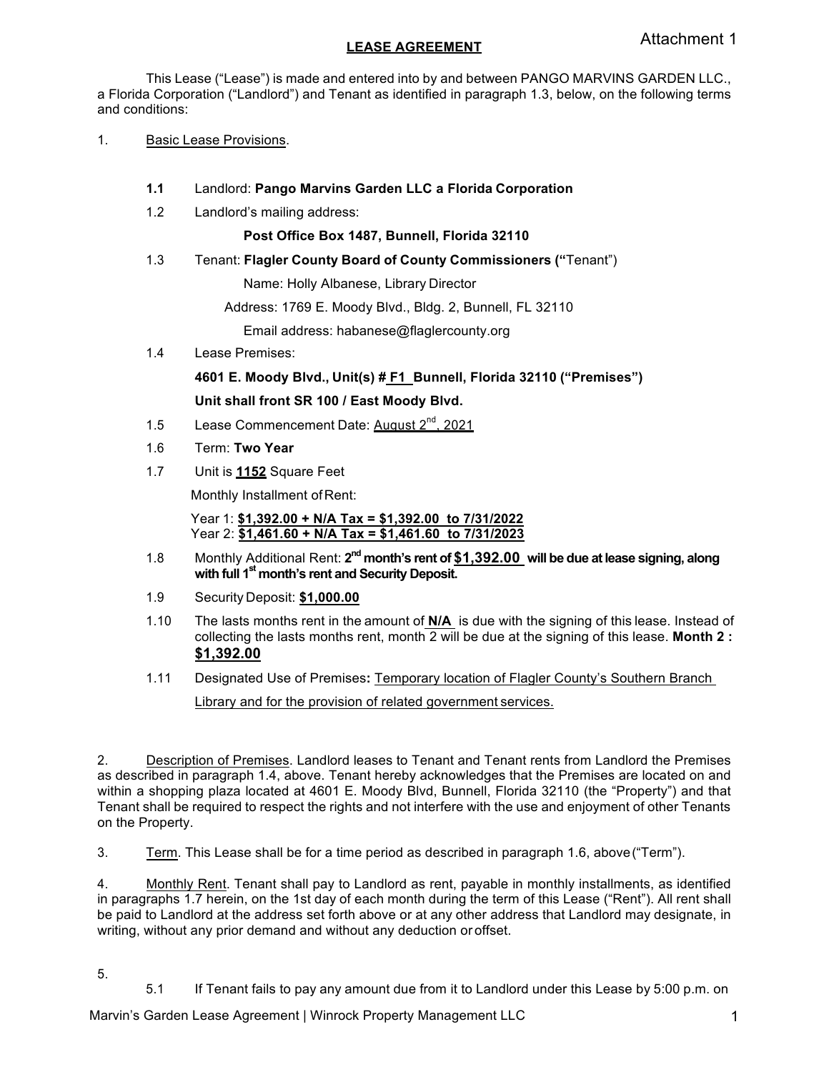Attachment 1

# LEASE AGREEMENT

This Lease ("Lease") is made and entered into by and between PANGO MARVINS GARDEN LLC., a Florida Corporation ("Landlord") and Tenant as identified in paragraph 1.3, below, on the following terms and conditions:

1. Basic Lease Provisions.

   **1.1** Landlord: **Pango Marvins Garden LLC a Florida Corporation**

   1.2 Landlord's mailing address:

   **Post Office Box 1487, Bunnell, Florida 32110**

   1.3 Tenant: **Flagler County Board of County Commissioners ("**Tenant")

   Name: Holly Albanese, Library Director

   Address: 1769 E. Moody Blvd., Bldg. 2, Bunnell, FL 32110

   Email address: habanese@flaglercounty.org

   1.4 Lease Premises:

   **4601 E. Moody Blvd., Unit(s) # F1 Bunnell, Florida 32110 ("Premises")**

   **Unit shall front SR 100 / East Moody Blvd.**

   1.5 Lease Commencement Date: August 2nd, 2021

   1.6 Term: **Two Year**

   1.7 Unit is **1152** Square Feet

   Monthly Installment of Rent:

   Year 1: **$1,392.00 + N/A Tax = $1,392.00 to 7/31/2022**
   Year 2: **$1,461.60 + N/A Tax = $1,461.60 to 7/31/2023**

   1.8 Monthly Additional Rent: **2nd month's rent of $1,392.00 will be due at lease signing, along with full 1st month's rent and Security Deposit.**

   1.9 Security Deposit: **$1,000.00**

   1.10 The lasts months rent in the amount of **N/A** is due with the signing of this lease. Instead of collecting the lasts months rent, month 2 will be due at the signing of this lease. **Month 2 : $1,392.00**

   1.11 Designated Use of Premises**:** Temporary location of Flagler County's Southern Branch Library and for the provision of related government services.

2. Description of Premises. Landlord leases to Tenant and Tenant rents from Landlord the Premises as described in paragraph 1.4, above. Tenant hereby acknowledges that the Premises are located on and within a shopping plaza located at 4601 E. Moody Blvd, Bunnell, Florida 32110 (the "Property") and that Tenant shall be required to respect the rights and not interfere with the use and enjoyment of other Tenants on the Property.

3. Term. This Lease shall be for a time period as described in paragraph 1.6, above ("Term").

4. Monthly Rent. Tenant shall pay to Landlord as rent, payable in monthly installments, as identified in paragraphs 1.7 herein, on the 1st day of each month during the term of this Lease ("Rent"). All rent shall be paid to Landlord at the address set forth above or at any other address that Landlord may designate, in writing, without any prior demand and without any deduction or offset.

5.

   5.1 If Tenant fails to pay any amount due from it to Landlord under this Lease by 5:00 p.m. on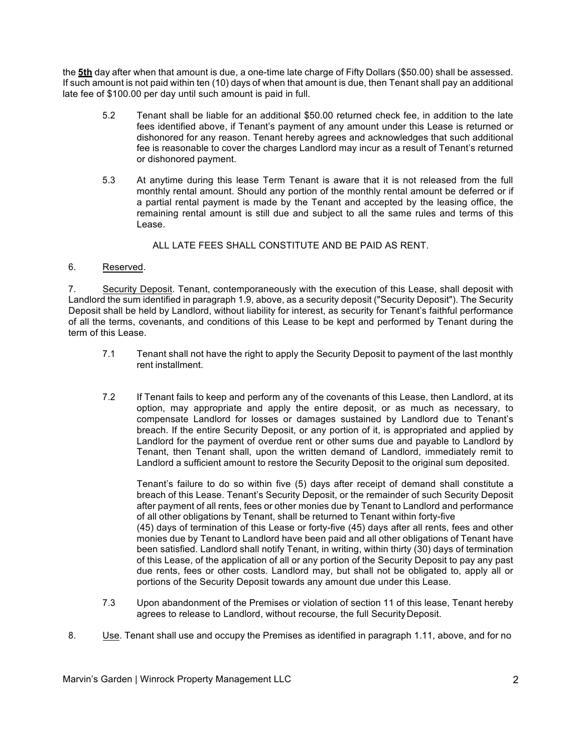the **5th** day after when that amount is due, a one-time late charge of Fifty Dollars ($50.00) shall be assessed. If such amount is not paid within ten (10) days of when that amount is due, then Tenant shall pay an additional late fee of $100.00 per day until such amount is paid in full.

5.2 Tenant shall be liable for an additional $50.00 returned check fee, in addition to the late fees identified above, if Tenant's payment of any amount under this Lease is returned or dishonored for any reason. Tenant hereby agrees and acknowledges that such additional fee is reasonable to cover the charges Landlord may incur as a result of Tenant's returned or dishonored payment.

5.3 At anytime during this lease Term Tenant is aware that it is not released from the full monthly rental amount. Should any portion of the monthly rental amount be deferred or if a partial rental payment is made by the Tenant and accepted by the leasing office, the remaining rental amount is still due and subject to all the same rules and terms of this Lease.

ALL LATE FEES SHALL CONSTITUTE AND BE PAID AS RENT.

6. Reserved.

7. Security Deposit. Tenant, contemporaneously with the execution of this Lease, shall deposit with Landlord the sum identified in paragraph 1.9, above, as a security deposit ("Security Deposit"). The Security Deposit shall be held by Landlord, without liability for interest, as security for Tenant's faithful performance of all the terms, covenants, and conditions of this Lease to be kept and performed by Tenant during the term of this Lease.

7.1 Tenant shall not have the right to apply the Security Deposit to payment of the last monthly rent installment.

7.2 If Tenant fails to keep and perform any of the covenants of this Lease, then Landlord, at its option, may appropriate and apply the entire deposit, or as much as necessary, to compensate Landlord for losses or damages sustained by Landlord due to Tenant's breach. If the entire Security Deposit, or any portion of it, is appropriated and applied by Landlord for the payment of overdue rent or other sums due and payable to Landlord by Tenant, then Tenant shall, upon the written demand of Landlord, immediately remit to Landlord a sufficient amount to restore the Security Deposit to the original sum deposited.

Tenant's failure to do so within five (5) days after receipt of demand shall constitute a breach of this Lease. Tenant's Security Deposit, or the remainder of such Security Deposit after payment of all rents, fees or other monies due by Tenant to Landlord and performance of all other obligations by Tenant, shall be returned to Tenant within forty-five (45) days of termination of this Lease or forty-five (45) days after all rents, fees and other monies due by Tenant to Landlord have been paid and all other obligations of Tenant have been satisfied. Landlord shall notify Tenant, in writing, within thirty (30) days of termination of this Lease, of the application of all or any portion of the Security Deposit to pay any past due rents, fees or other costs. Landlord may, but shall not be obligated to, apply all or portions of the Security Deposit towards any amount due under this Lease.

7.3 Upon abandonment of the Premises or violation of section 11 of this lease, Tenant hereby agrees to release to Landlord, without recourse, the full Security Deposit.

8. Use. Tenant shall use and occupy the Premises as identified in paragraph 1.11, above, and for no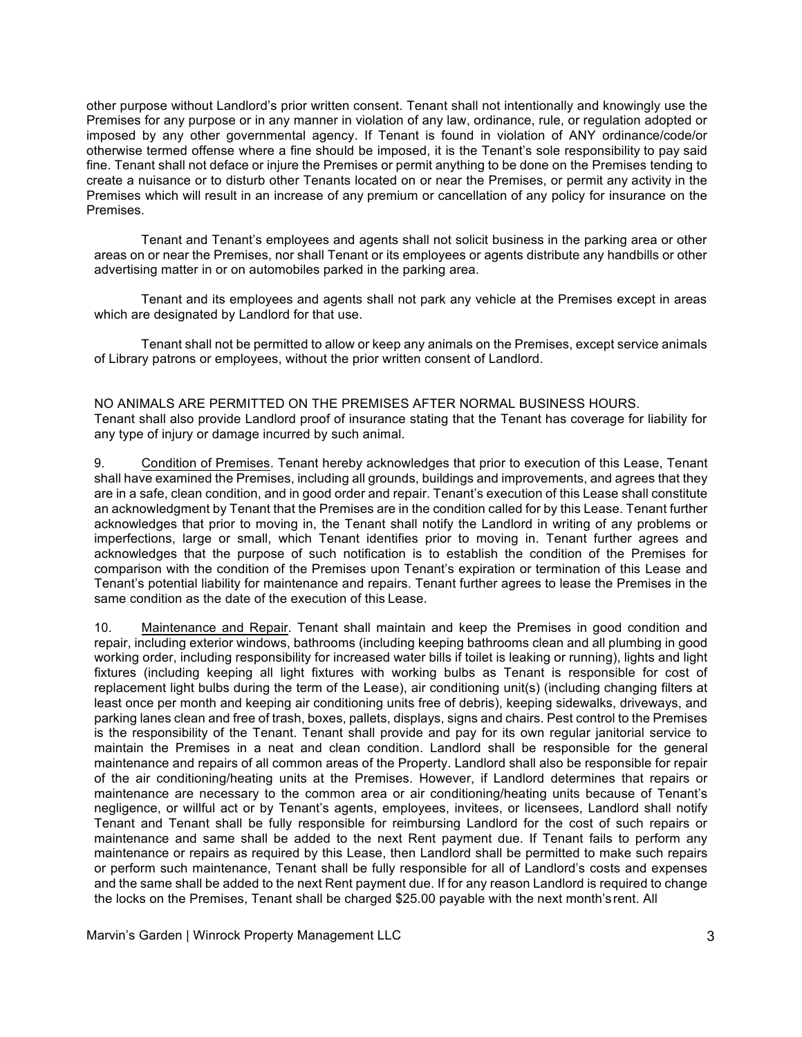other purpose without Landlord's prior written consent. Tenant shall not intentionally and knowingly use the Premises for any purpose or in any manner in violation of any law, ordinance, rule, or regulation adopted or imposed by any other governmental agency. If Tenant is found in violation of ANY ordinance/code/or otherwise termed offense where a fine should be imposed, it is the Tenant's sole responsibility to pay said fine. Tenant shall not deface or injure the Premises or permit anything to be done on the Premises tending to create a nuisance or to disturb other Tenants located on or near the Premises, or permit any activity in the Premises which will result in an increase of any premium or cancellation of any policy for insurance on the Premises.

Tenant and Tenant's employees and agents shall not solicit business in the parking area or other areas on or near the Premises, nor shall Tenant or its employees or agents distribute any handbills or other advertising matter in or on automobiles parked in the parking area.

Tenant and its employees and agents shall not park any vehicle at the Premises except in areas which are designated by Landlord for that use.

Tenant shall not be permitted to allow or keep any animals on the Premises, except service animals of Library patrons or employees, without the prior written consent of Landlord.

NO ANIMALS ARE PERMITTED ON THE PREMISES AFTER NORMAL BUSINESS HOURS.
Tenant shall also provide Landlord proof of insurance stating that the Tenant has coverage for liability for any type of injury or damage incurred by such animal.

9. Condition of Premises. Tenant hereby acknowledges that prior to execution of this Lease, Tenant shall have examined the Premises, including all grounds, buildings and improvements, and agrees that they are in a safe, clean condition, and in good order and repair. Tenant's execution of this Lease shall constitute an acknowledgment by Tenant that the Premises are in the condition called for by this Lease. Tenant further acknowledges that prior to moving in, the Tenant shall notify the Landlord in writing of any problems or imperfections, large or small, which Tenant identifies prior to moving in. Tenant further agrees and acknowledges that the purpose of such notification is to establish the condition of the Premises for comparison with the condition of the Premises upon Tenant's expiration or termination of this Lease and Tenant's potential liability for maintenance and repairs. Tenant further agrees to lease the Premises in the same condition as the date of the execution of this Lease.

10. Maintenance and Repair. Tenant shall maintain and keep the Premises in good condition and repair, including exterior windows, bathrooms (including keeping bathrooms clean and all plumbing in good working order, including responsibility for increased water bills if toilet is leaking or running), lights and light fixtures (including keeping all light fixtures with working bulbs as Tenant is responsible for cost of replacement light bulbs during the term of the Lease), air conditioning unit(s) (including changing filters at least once per month and keeping air conditioning units free of debris), keeping sidewalks, driveways, and parking lanes clean and free of trash, boxes, pallets, displays, signs and chairs. Pest control to the Premises is the responsibility of the Tenant. Tenant shall provide and pay for its own regular janitorial service to maintain the Premises in a neat and clean condition. Landlord shall be responsible for the general maintenance and repairs of all common areas of the Property. Landlord shall also be responsible for repair of the air conditioning/heating units at the Premises. However, if Landlord determines that repairs or maintenance are necessary to the common area or air conditioning/heating units because of Tenant's negligence, or willful act or by Tenant's agents, employees, invitees, or licensees, Landlord shall notify Tenant and Tenant shall be fully responsible for reimbursing Landlord for the cost of such repairs or maintenance and same shall be added to the next Rent payment due. If Tenant fails to perform any maintenance or repairs as required by this Lease, then Landlord shall be permitted to make such repairs or perform such maintenance, Tenant shall be fully responsible for all of Landlord's costs and expenses and the same shall be added to the next Rent payment due. If for any reason Landlord is required to change the locks on the Premises, Tenant shall be charged $25.00 payable with the next month's rent. All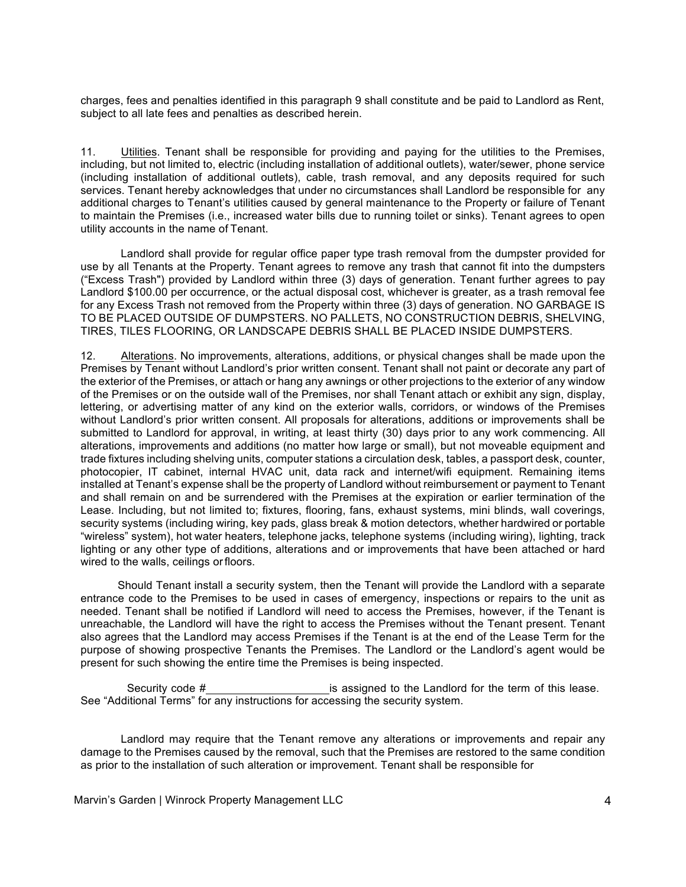charges, fees and penalties identified in this paragraph 9 shall constitute and be paid to Landlord as Rent, subject to all late fees and penalties as described herein.

11. Utilities. Tenant shall be responsible for providing and paying for the utilities to the Premises, including, but not limited to, electric (including installation of additional outlets), water/sewer, phone service (including installation of additional outlets), cable, trash removal, and any deposits required for such services. Tenant hereby acknowledges that under no circumstances shall Landlord be responsible for any additional charges to Tenant's utilities caused by general maintenance to the Property or failure of Tenant to maintain the Premises (i.e., increased water bills due to running toilet or sinks). Tenant agrees to open utility accounts in the name of Tenant.

Landlord shall provide for regular office paper type trash removal from the dumpster provided for use by all Tenants at the Property. Tenant agrees to remove any trash that cannot fit into the dumpsters ("Excess Trash") provided by Landlord within three (3) days of generation. Tenant further agrees to pay Landlord $100.00 per occurrence, or the actual disposal cost, whichever is greater, as a trash removal fee for any Excess Trash not removed from the Property within three (3) days of generation. NO GARBAGE IS TO BE PLACED OUTSIDE OF DUMPSTERS. NO PALLETS, NO CONSTRUCTION DEBRIS, SHELVING, TIRES, TILES FLOORING, OR LANDSCAPE DEBRIS SHALL BE PLACED INSIDE DUMPSTERS.

12. Alterations. No improvements, alterations, additions, or physical changes shall be made upon the Premises by Tenant without Landlord's prior written consent. Tenant shall not paint or decorate any part of the exterior of the Premises, or attach or hang any awnings or other projections to the exterior of any window of the Premises or on the outside wall of the Premises, nor shall Tenant attach or exhibit any sign, display, lettering, or advertising matter of any kind on the exterior walls, corridors, or windows of the Premises without Landlord's prior written consent. All proposals for alterations, additions or improvements shall be submitted to Landlord for approval, in writing, at least thirty (30) days prior to any work commencing. All alterations, improvements and additions (no matter how large or small), but not moveable equipment and trade fixtures including shelving units, computer stations a circulation desk, tables, a passport desk, counter, photocopier, IT cabinet, internal HVAC unit, data rack and internet/wifi equipment. Remaining items installed at Tenant's expense shall be the property of Landlord without reimbursement or payment to Tenant and shall remain on and be surrendered with the Premises at the expiration or earlier termination of the Lease. Including, but not limited to; fixtures, flooring, fans, exhaust systems, mini blinds, wall coverings, security systems (including wiring, key pads, glass break & motion detectors, whether hardwired or portable "wireless" system), hot water heaters, telephone jacks, telephone systems (including wiring), lighting, track lighting or any other type of additions, alterations and or improvements that have been attached or hard wired to the walls, ceilings or floors.

Should Tenant install a security system, then the Tenant will provide the Landlord with a separate entrance code to the Premises to be used in cases of emergency, inspections or repairs to the unit as needed. Tenant shall be notified if Landlord will need to access the Premises, however, if the Tenant is unreachable, the Landlord will have the right to access the Premises without the Tenant present. Tenant also agrees that the Landlord may access Premises if the Tenant is at the end of the Lease Term for the purpose of showing prospective Tenants the Premises. The Landlord or the Landlord's agent would be present for such showing the entire time the Premises is being inspected.

Security code #____________________ is assigned to the Landlord for the term of this lease. See "Additional Terms" for any instructions for accessing the security system.

Landlord may require that the Tenant remove any alterations or improvements and repair any damage to the Premises caused by the removal, such that the Premises are restored to the same condition as prior to the installation of such alteration or improvement. Tenant shall be responsible for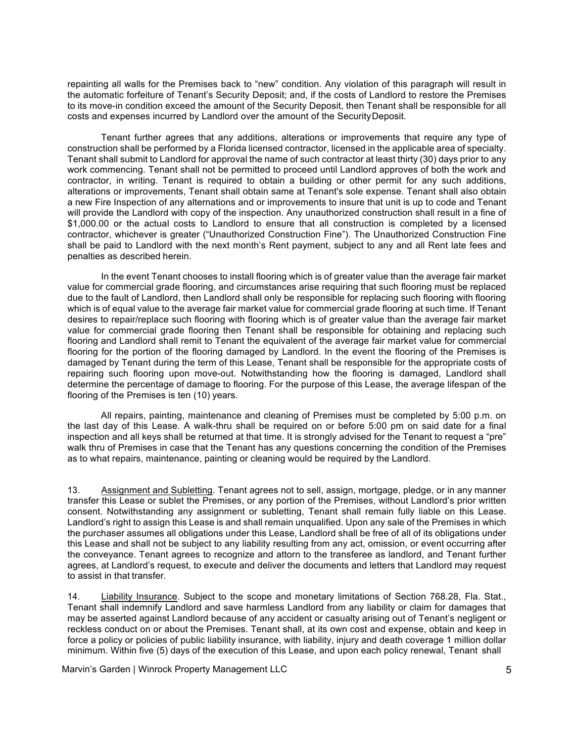repainting all walls for the Premises back to "new" condition. Any violation of this paragraph will result in the automatic forfeiture of Tenant's Security Deposit; and, if the costs of Landlord to restore the Premises to its move-in condition exceed the amount of the Security Deposit, then Tenant shall be responsible for all costs and expenses incurred by Landlord over the amount of the Security Deposit.

Tenant further agrees that any additions, alterations or improvements that require any type of construction shall be performed by a Florida licensed contractor, licensed in the applicable area of specialty. Tenant shall submit to Landlord for approval the name of such contractor at least thirty (30) days prior to any work commencing. Tenant shall not be permitted to proceed until Landlord approves of both the work and contractor, in writing. Tenant is required to obtain a building or other permit for any such additions, alterations or improvements, Tenant shall obtain same at Tenant's sole expense. Tenant shall also obtain a new Fire Inspection of any alternations and or improvements to insure that unit is up to code and Tenant will provide the Landlord with copy of the inspection. Any unauthorized construction shall result in a fine of $1,000.00 or the actual costs to Landlord to ensure that all construction is completed by a licensed contractor, whichever is greater ("Unauthorized Construction Fine"). The Unauthorized Construction Fine shall be paid to Landlord with the next month's Rent payment, subject to any and all Rent late fees and penalties as described herein.

In the event Tenant chooses to install flooring which is of greater value than the average fair market value for commercial grade flooring, and circumstances arise requiring that such flooring must be replaced due to the fault of Landlord, then Landlord shall only be responsible for replacing such flooring with flooring which is of equal value to the average fair market value for commercial grade flooring at such time. If Tenant desires to repair/replace such flooring with flooring which is of greater value than the average fair market value for commercial grade flooring then Tenant shall be responsible for obtaining and replacing such flooring and Landlord shall remit to Tenant the equivalent of the average fair market value for commercial flooring for the portion of the flooring damaged by Landlord. In the event the flooring of the Premises is damaged by Tenant during the term of this Lease, Tenant shall be responsible for the appropriate costs of repairing such flooring upon move-out. Notwithstanding how the flooring is damaged, Landlord shall determine the percentage of damage to flooring. For the purpose of this Lease, the average lifespan of the flooring of the Premises is ten (10) years.

All repairs, painting, maintenance and cleaning of Premises must be completed by 5:00 p.m. on the last day of this Lease. A walk-thru shall be required on or before 5:00 pm on said date for a final inspection and all keys shall be returned at that time. It is strongly advised for the Tenant to request a "pre" walk thru of Premises in case that the Tenant has any questions concerning the condition of the Premises as to what repairs, maintenance, painting or cleaning would be required by the Landlord.

13. Assignment and Subletting. Tenant agrees not to sell, assign, mortgage, pledge, or in any manner transfer this Lease or sublet the Premises, or any portion of the Premises, without Landlord's prior written consent. Notwithstanding any assignment or subletting, Tenant shall remain fully liable on this Lease. Landlord's right to assign this Lease is and shall remain unqualified. Upon any sale of the Premises in which the purchaser assumes all obligations under this Lease, Landlord shall be free of all of its obligations under this Lease and shall not be subject to any liability resulting from any act, omission, or event occurring after the conveyance. Tenant agrees to recognize and attorn to the transferee as landlord, and Tenant further agrees, at Landlord's request, to execute and deliver the documents and letters that Landlord may request to assist in that transfer.

14. Liability Insurance. Subject to the scope and monetary limitations of Section 768.28, Fla. Stat., Tenant shall indemnify Landlord and save harmless Landlord from any liability or claim for damages that may be asserted against Landlord because of any accident or casualty arising out of Tenant's negligent or reckless conduct on or about the Premises. Tenant shall, at its own cost and expense, obtain and keep in force a policy or policies of public liability insurance, with liability, injury and death coverage 1 million dollar minimum. Within five (5) days of the execution of this Lease, and upon each policy renewal, Tenant shall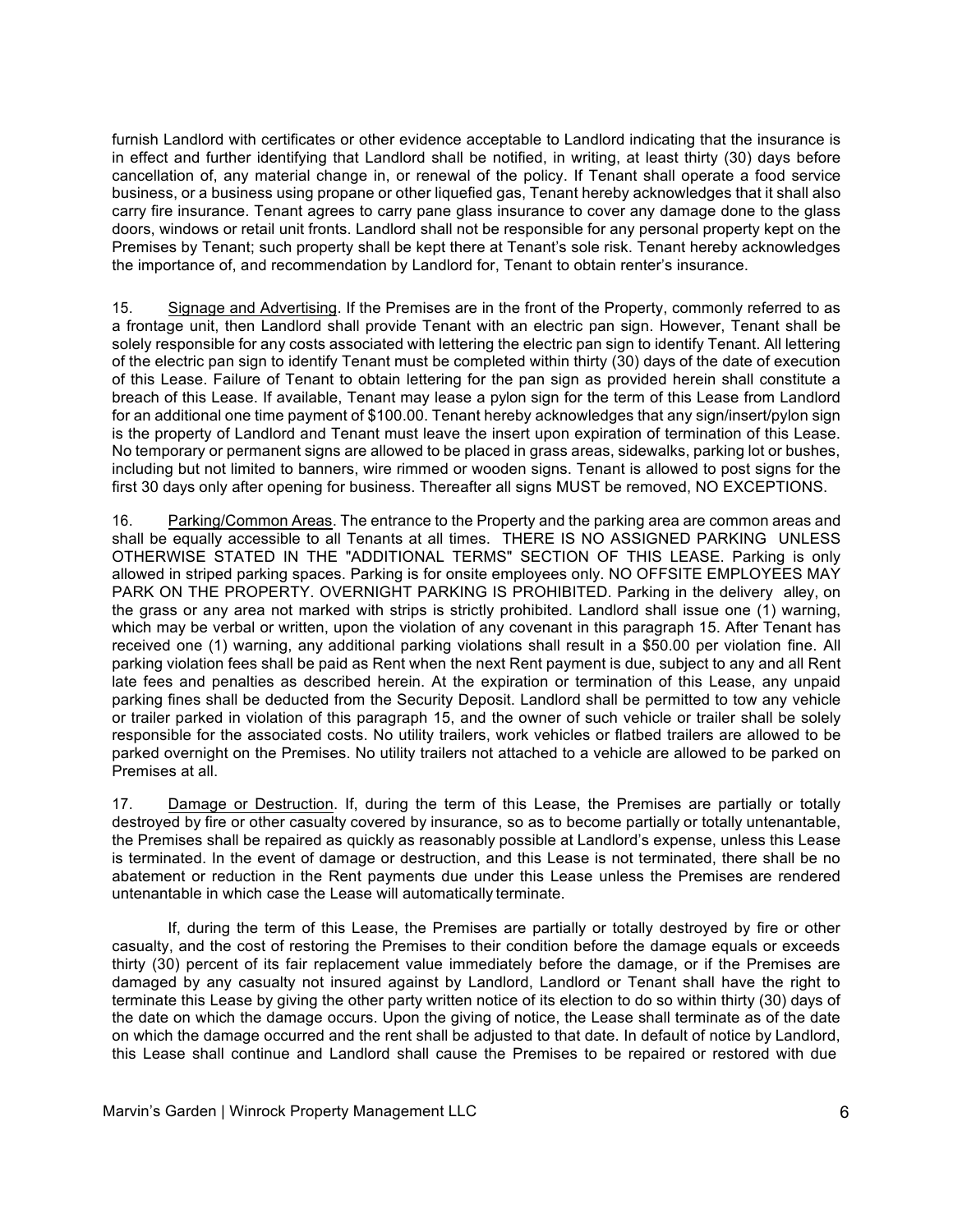furnish Landlord with certificates or other evidence acceptable to Landlord indicating that the insurance is in effect and further identifying that Landlord shall be notified, in writing, at least thirty (30) days before cancellation of, any material change in, or renewal of the policy. If Tenant shall operate a food service business, or a business using propane or other liquefied gas, Tenant hereby acknowledges that it shall also carry fire insurance. Tenant agrees to carry pane glass insurance to cover any damage done to the glass doors, windows or retail unit fronts. Landlord shall not be responsible for any personal property kept on the Premises by Tenant; such property shall be kept there at Tenant's sole risk. Tenant hereby acknowledges the importance of, and recommendation by Landlord for, Tenant to obtain renter's insurance.

15. Signage and Advertising. If the Premises are in the front of the Property, commonly referred to as a frontage unit, then Landlord shall provide Tenant with an electric pan sign. However, Tenant shall be solely responsible for any costs associated with lettering the electric pan sign to identify Tenant. All lettering of the electric pan sign to identify Tenant must be completed within thirty (30) days of the date of execution of this Lease. Failure of Tenant to obtain lettering for the pan sign as provided herein shall constitute a breach of this Lease. If available, Tenant may lease a pylon sign for the term of this Lease from Landlord for an additional one time payment of $100.00. Tenant hereby acknowledges that any sign/insert/pylon sign is the property of Landlord and Tenant must leave the insert upon expiration of termination of this Lease. No temporary or permanent signs are allowed to be placed in grass areas, sidewalks, parking lot or bushes, including but not limited to banners, wire rimmed or wooden signs. Tenant is allowed to post signs for the first 30 days only after opening for business. Thereafter all signs MUST be removed, NO EXCEPTIONS.

16. Parking/Common Areas. The entrance to the Property and the parking area are common areas and shall be equally accessible to all Tenants at all times. THERE IS NO ASSIGNED PARKING UNLESS OTHERWISE STATED IN THE "ADDITIONAL TERMS" SECTION OF THIS LEASE. Parking is only allowed in striped parking spaces. Parking is for onsite employees only. NO OFFSITE EMPLOYEES MAY PARK ON THE PROPERTY. OVERNIGHT PARKING IS PROHIBITED. Parking in the delivery alley, on the grass or any area not marked with strips is strictly prohibited. Landlord shall issue one (1) warning, which may be verbal or written, upon the violation of any covenant in this paragraph 15. After Tenant has received one (1) warning, any additional parking violations shall result in a $50.00 per violation fine. All parking violation fees shall be paid as Rent when the next Rent payment is due, subject to any and all Rent late fees and penalties as described herein. At the expiration or termination of this Lease, any unpaid parking fines shall be deducted from the Security Deposit. Landlord shall be permitted to tow any vehicle or trailer parked in violation of this paragraph 15, and the owner of such vehicle or trailer shall be solely responsible for the associated costs. No utility trailers, work vehicles or flatbed trailers are allowed to be parked overnight on the Premises. No utility trailers not attached to a vehicle are allowed to be parked on Premises at all.

17. Damage or Destruction. If, during the term of this Lease, the Premises are partially or totally destroyed by fire or other casualty covered by insurance, so as to become partially or totally untenantable, the Premises shall be repaired as quickly as reasonably possible at Landlord's expense, unless this Lease is terminated. In the event of damage or destruction, and this Lease is not terminated, there shall be no abatement or reduction in the Rent payments due under this Lease unless the Premises are rendered untenantable in which case the Lease will automatically terminate.

If, during the term of this Lease, the Premises are partially or totally destroyed by fire or other casualty, and the cost of restoring the Premises to their condition before the damage equals or exceeds thirty (30) percent of its fair replacement value immediately before the damage, or if the Premises are damaged by any casualty not insured against by Landlord, Landlord or Tenant shall have the right to terminate this Lease by giving the other party written notice of its election to do so within thirty (30) days of the date on which the damage occurs. Upon the giving of notice, the Lease shall terminate as of the date on which the damage occurred and the rent shall be adjusted to that date. In default of notice by Landlord, this Lease shall continue and Landlord shall cause the Premises to be repaired or restored with due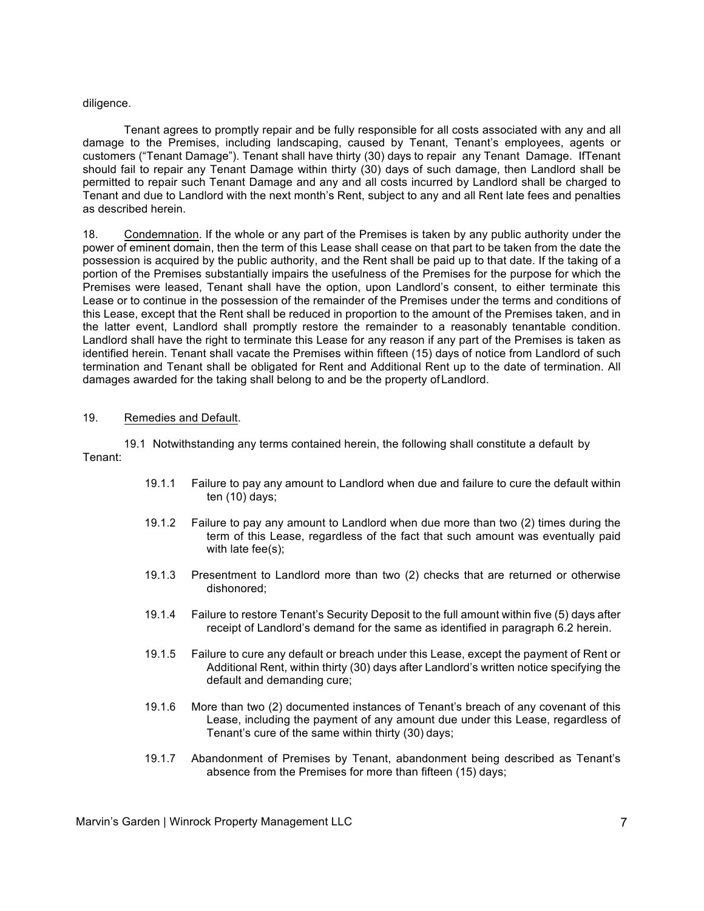diligence.

Tenant agrees to promptly repair and be fully responsible for all costs associated with any and all damage to the Premises, including landscaping, caused by Tenant, Tenant's employees, agents or customers ("Tenant Damage"). Tenant shall have thirty (30) days to repair any Tenant Damage. If Tenant should fail to repair any Tenant Damage within thirty (30) days of such damage, then Landlord shall be permitted to repair such Tenant Damage and any and all costs incurred by Landlord shall be charged to Tenant and due to Landlord with the next month's Rent, subject to any and all Rent late fees and penalties as described herein.

18. Condemnation. If the whole or any part of the Premises is taken by any public authority under the power of eminent domain, then the term of this Lease shall cease on that part to be taken from the date the possession is acquired by the public authority, and the Rent shall be paid up to that date. If the taking of a portion of the Premises substantially impairs the usefulness of the Premises for the purpose for which the Premises were leased, Tenant shall have the option, upon Landlord's consent, to either terminate this Lease or to continue in the possession of the remainder of the Premises under the terms and conditions of this Lease, except that the Rent shall be reduced in proportion to the amount of the Premises taken, and in the latter event, Landlord shall promptly restore the remainder to a reasonably tenantable condition. Landlord shall have the right to terminate this Lease for any reason if any part of the Premises is taken as identified herein. Tenant shall vacate the Premises within fifteen (15) days of notice from Landlord of such termination and Tenant shall be obligated for Rent and Additional Rent up to the date of termination. All damages awarded for the taking shall belong to and be the property of Landlord.

19. Remedies and Default.

19.1 Notwithstanding any terms contained herein, the following shall constitute a default by Tenant:

19.1.1 Failure to pay any amount to Landlord when due and failure to cure the default within ten (10) days;

19.1.2 Failure to pay any amount to Landlord when due more than two (2) times during the term of this Lease, regardless of the fact that such amount was eventually paid with late fee(s);

19.1.3 Presentment to Landlord more than two (2) checks that are returned or otherwise dishonored;

19.1.4 Failure to restore Tenant's Security Deposit to the full amount within five (5) days after receipt of Landlord's demand for the same as identified in paragraph 6.2 herein.

19.1.5 Failure to cure any default or breach under this Lease, except the payment of Rent or Additional Rent, within thirty (30) days after Landlord's written notice specifying the default and demanding cure;

19.1.6 More than two (2) documented instances of Tenant's breach of any covenant of this Lease, including the payment of any amount due under this Lease, regardless of Tenant's cure of the same within thirty (30) days;

19.1.7 Abandonment of Premises by Tenant, abandonment being described as Tenant's absence from the Premises for more than fifteen (15) days;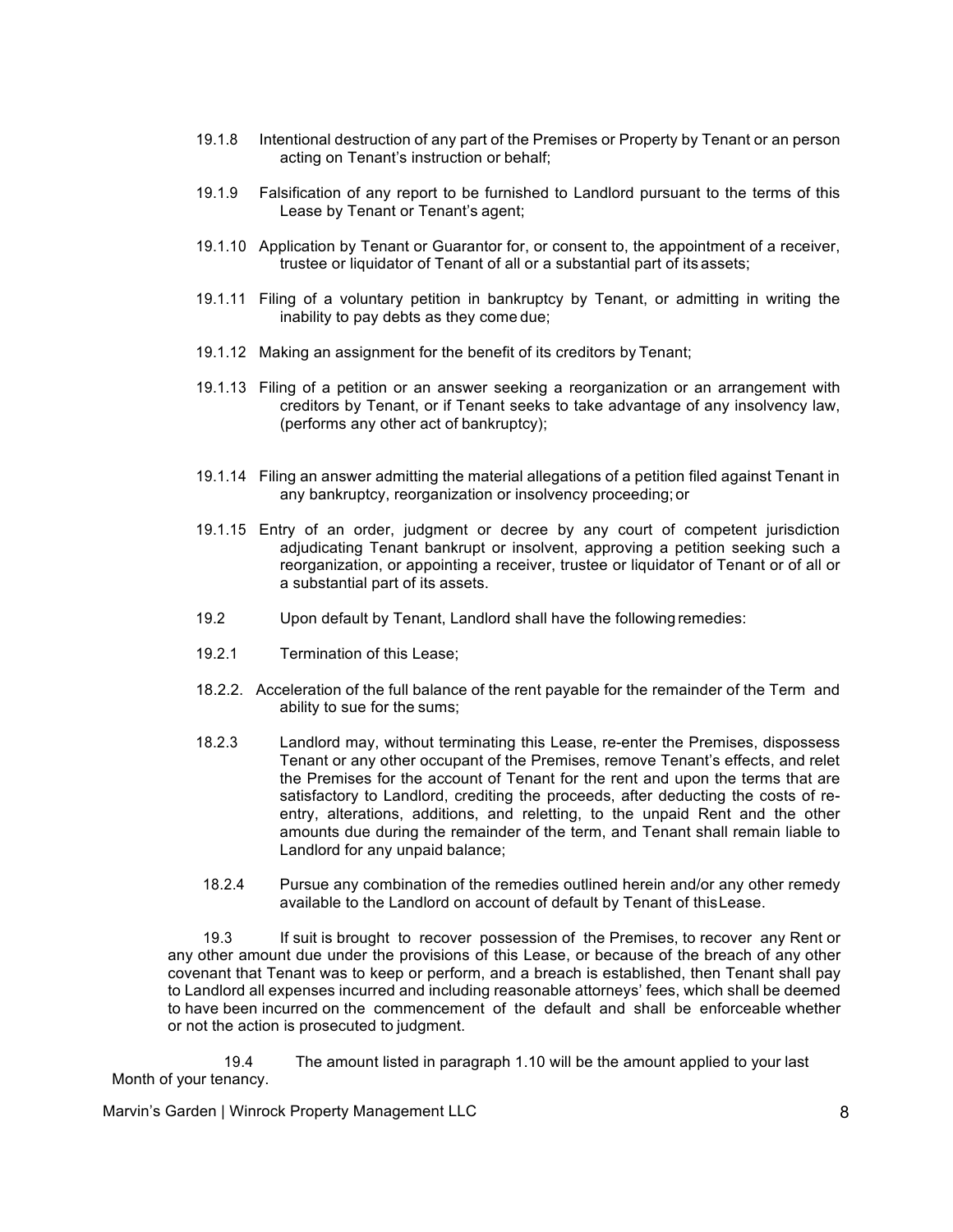19.1.8 Intentional destruction of any part of the Premises or Property by Tenant or an person acting on Tenant's instruction or behalf;

19.1.9 Falsification of any report to be furnished to Landlord pursuant to the terms of this Lease by Tenant or Tenant's agent;

19.1.10 Application by Tenant or Guarantor for, or consent to, the appointment of a receiver, trustee or liquidator of Tenant of all or a substantial part of its assets;

19.1.11 Filing of a voluntary petition in bankruptcy by Tenant, or admitting in writing the inability to pay debts as they come due;

19.1.12 Making an assignment for the benefit of its creditors by Tenant;

19.1.13 Filing of a petition or an answer seeking a reorganization or an arrangement with creditors by Tenant, or if Tenant seeks to take advantage of any insolvency law, (performs any other act of bankruptcy);

19.1.14 Filing an answer admitting the material allegations of a petition filed against Tenant in any bankruptcy, reorganization or insolvency proceeding; or

19.1.15 Entry of an order, judgment or decree by any court of competent jurisdiction adjudicating Tenant bankrupt or insolvent, approving a petition seeking such a reorganization, or appointing a receiver, trustee or liquidator of Tenant or of all or a substantial part of its assets.

19.2 Upon default by Tenant, Landlord shall have the following remedies:

19.2.1 Termination of this Lease;

18.2.2. Acceleration of the full balance of the rent payable for the remainder of the Term and ability to sue for the sums;

18.2.3 Landlord may, without terminating this Lease, re-enter the Premises, dispossess Tenant or any other occupant of the Premises, remove Tenant's effects, and relet the Premises for the account of Tenant for the rent and upon the terms that are satisfactory to Landlord, crediting the proceeds, after deducting the costs of re-entry, alterations, additions, and reletting, to the unpaid Rent and the other amounts due during the remainder of the term, and Tenant shall remain liable to Landlord for any unpaid balance;

18.2.4 Pursue any combination of the remedies outlined herein and/or any other remedy available to the Landlord on account of default by Tenant of this Lease.

19.3 If suit is brought to recover possession of the Premises, to recover any Rent or any other amount due under the provisions of this Lease, or because of the breach of any other covenant that Tenant was to keep or perform, and a breach is established, then Tenant shall pay to Landlord all expenses incurred and including reasonable attorneys' fees, which shall be deemed to have been incurred on the commencement of the default and shall be enforceable whether or not the action is prosecuted to judgment.

19.4 The amount listed in paragraph 1.10 will be the amount applied to your last Month of your tenancy.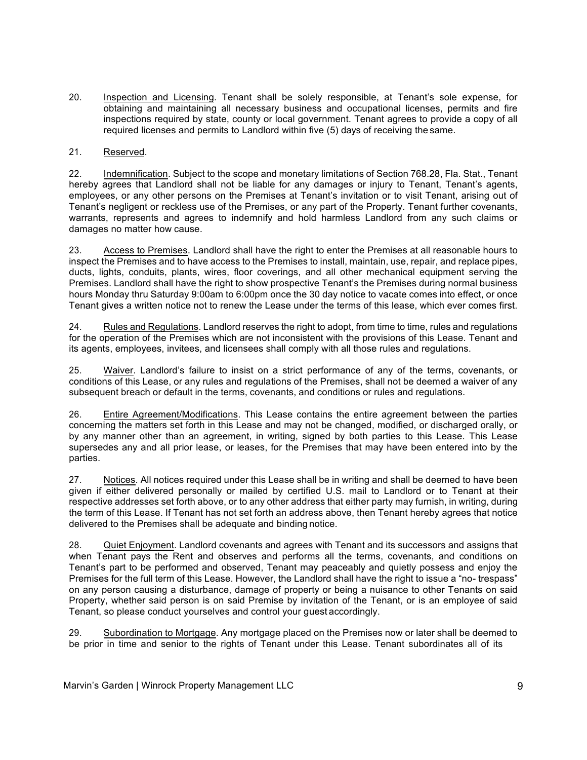20. Inspection and Licensing. Tenant shall be solely responsible, at Tenant's sole expense, for obtaining and maintaining all necessary business and occupational licenses, permits and fire inspections required by state, county or local government. Tenant agrees to provide a copy of all required licenses and permits to Landlord within five (5) days of receiving the same.

21. Reserved.

22. Indemnification. Subject to the scope and monetary limitations of Section 768.28, Fla. Stat., Tenant hereby agrees that Landlord shall not be liable for any damages or injury to Tenant, Tenant's agents, employees, or any other persons on the Premises at Tenant's invitation or to visit Tenant, arising out of Tenant's negligent or reckless use of the Premises, or any part of the Property. Tenant further covenants, warrants, represents and agrees to indemnify and hold harmless Landlord from any such claims or damages no matter how cause.

23. Access to Premises. Landlord shall have the right to enter the Premises at all reasonable hours to inspect the Premises and to have access to the Premises to install, maintain, use, repair, and replace pipes, ducts, lights, conduits, plants, wires, floor coverings, and all other mechanical equipment serving the Premises. Landlord shall have the right to show prospective Tenant's the Premises during normal business hours Monday thru Saturday 9:00am to 6:00pm once the 30 day notice to vacate comes into effect, or once Tenant gives a written notice not to renew the Lease under the terms of this lease, which ever comes first.

24. Rules and Regulations. Landlord reserves the right to adopt, from time to time, rules and regulations for the operation of the Premises which are not inconsistent with the provisions of this Lease. Tenant and its agents, employees, invitees, and licensees shall comply with all those rules and regulations.

25. Waiver. Landlord's failure to insist on a strict performance of any of the terms, covenants, or conditions of this Lease, or any rules and regulations of the Premises, shall not be deemed a waiver of any subsequent breach or default in the terms, covenants, and conditions or rules and regulations.

26. Entire Agreement/Modifications. This Lease contains the entire agreement between the parties concerning the matters set forth in this Lease and may not be changed, modified, or discharged orally, or by any manner other than an agreement, in writing, signed by both parties to this Lease. This Lease supersedes any and all prior lease, or leases, for the Premises that may have been entered into by the parties.

27. Notices. All notices required under this Lease shall be in writing and shall be deemed to have been given if either delivered personally or mailed by certified U.S. mail to Landlord or to Tenant at their respective addresses set forth above, or to any other address that either party may furnish, in writing, during the term of this Lease. If Tenant has not set forth an address above, then Tenant hereby agrees that notice delivered to the Premises shall be adequate and binding notice.

28. Quiet Enjoyment. Landlord covenants and agrees with Tenant and its successors and assigns that when Tenant pays the Rent and observes and performs all the terms, covenants, and conditions on Tenant's part to be performed and observed, Tenant may peaceably and quietly possess and enjoy the Premises for the full term of this Lease. However, the Landlord shall have the right to issue a "no- trespass" on any person causing a disturbance, damage of property or being a nuisance to other Tenants on said Property, whether said person is on said Premise by invitation of the Tenant, or is an employee of said Tenant, so please conduct yourselves and control your guest accordingly.

29. Subordination to Mortgage. Any mortgage placed on the Premises now or later shall be deemed to be prior in time and senior to the rights of Tenant under this Lease. Tenant subordinates all of its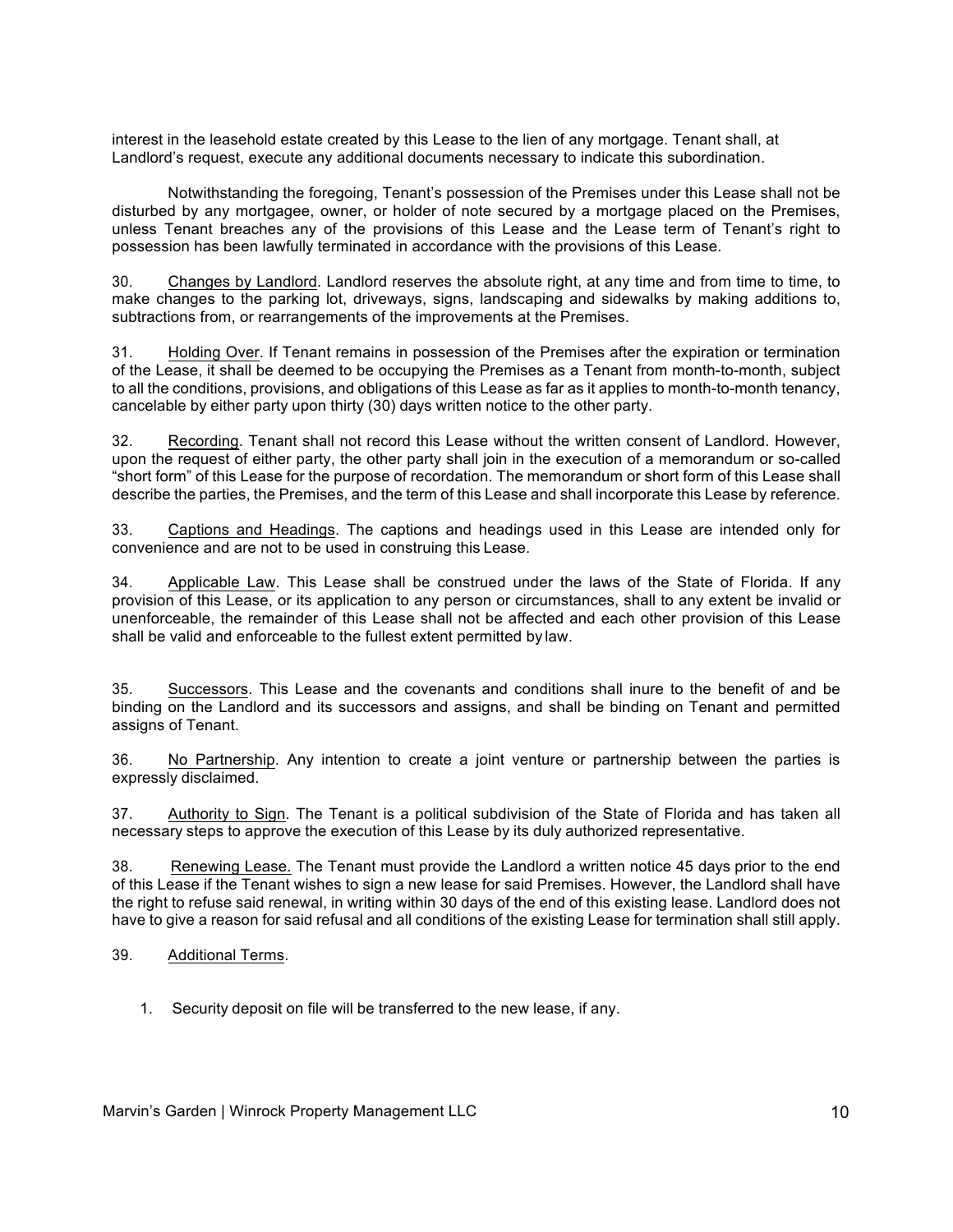interest in the leasehold estate created by this Lease to the lien of any mortgage. Tenant shall, at Landlord's request, execute any additional documents necessary to indicate this subordination.

Notwithstanding the foregoing, Tenant's possession of the Premises under this Lease shall not be disturbed by any mortgagee, owner, or holder of note secured by a mortgage placed on the Premises, unless Tenant breaches any of the provisions of this Lease and the Lease term of Tenant's right to possession has been lawfully terminated in accordance with the provisions of this Lease.

30. Changes by Landlord. Landlord reserves the absolute right, at any time and from time to time, to make changes to the parking lot, driveways, signs, landscaping and sidewalks by making additions to, subtractions from, or rearrangements of the improvements at the Premises.

31. Holding Over. If Tenant remains in possession of the Premises after the expiration or termination of the Lease, it shall be deemed to be occupying the Premises as a Tenant from month-to-month, subject to all the conditions, provisions, and obligations of this Lease as far as it applies to month-to-month tenancy, cancelable by either party upon thirty (30) days written notice to the other party.

32. Recording. Tenant shall not record this Lease without the written consent of Landlord. However, upon the request of either party, the other party shall join in the execution of a memorandum or so-called "short form" of this Lease for the purpose of recordation. The memorandum or short form of this Lease shall describe the parties, the Premises, and the term of this Lease and shall incorporate this Lease by reference.

33. Captions and Headings. The captions and headings used in this Lease are intended only for convenience and are not to be used in construing this Lease.

34. Applicable Law. This Lease shall be construed under the laws of the State of Florida. If any provision of this Lease, or its application to any person or circumstances, shall to any extent be invalid or unenforceable, the remainder of this Lease shall not be affected and each other provision of this Lease shall be valid and enforceable to the fullest extent permitted by law.

35. Successors. This Lease and the covenants and conditions shall inure to the benefit of and be binding on the Landlord and its successors and assigns, and shall be binding on Tenant and permitted assigns of Tenant.

36. No Partnership. Any intention to create a joint venture or partnership between the parties is expressly disclaimed.

37. Authority to Sign. The Tenant is a political subdivision of the State of Florida and has taken all necessary steps to approve the execution of this Lease by its duly authorized representative.

38. Renewing Lease. The Tenant must provide the Landlord a written notice 45 days prior to the end of this Lease if the Tenant wishes to sign a new lease for said Premises. However, the Landlord shall have the right to refuse said renewal, in writing within 30 days of the end of this existing lease. Landlord does not have to give a reason for said refusal and all conditions of the existing Lease for termination shall still apply.

39. Additional Terms.

1. Security deposit on file will be transferred to the new lease, if any.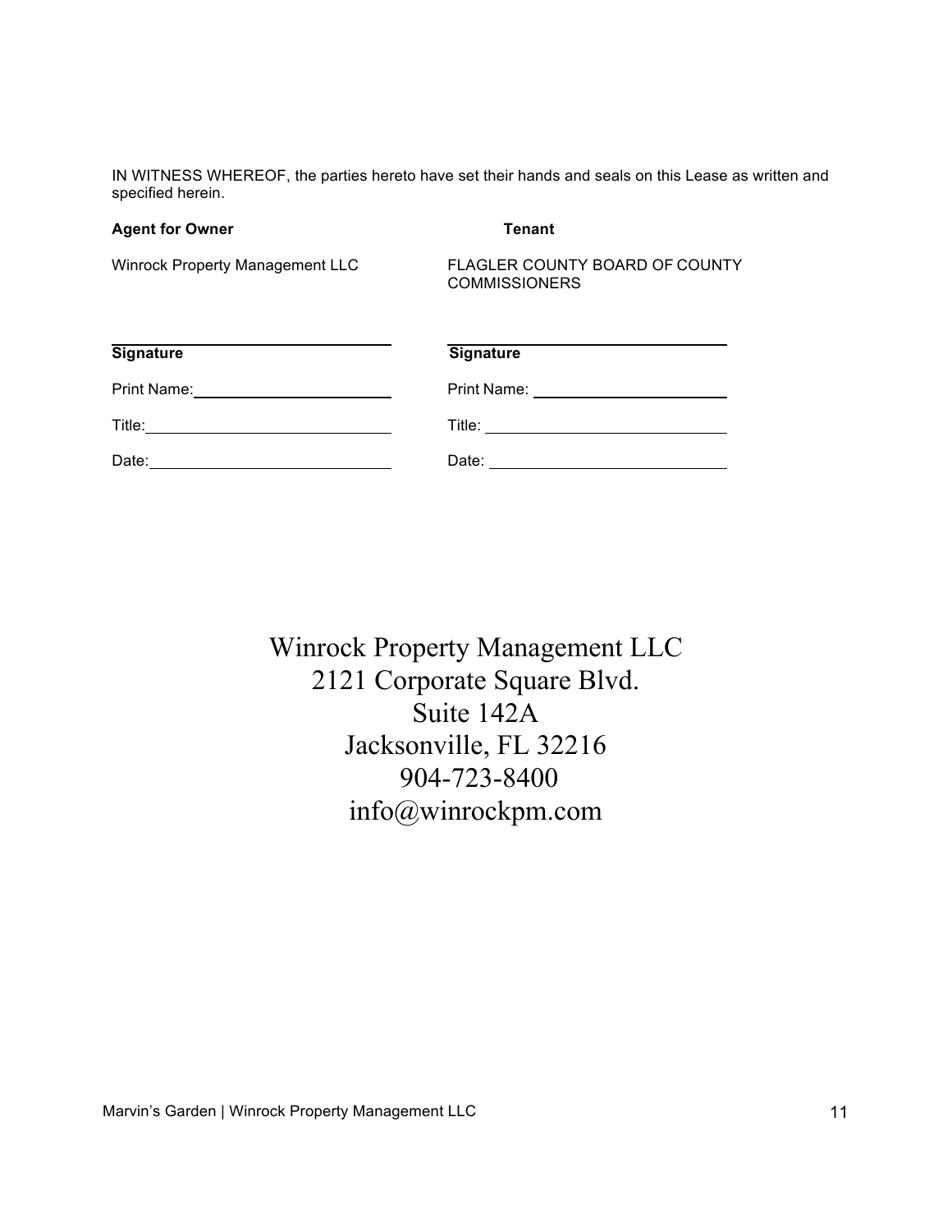IN WITNESS WHEREOF, the parties hereto have set their hands and seals on this Lease as written and specified herein.

| **Agent for Owner** | **Tenant** |
| --- | --- |
| Winrock Property Management LLC | FLAGLER COUNTY BOARD OF COUNTY COMMISSIONERS |
| **Signature** ______________________ | **Signature** ______________________ |
| Print Name: ______________________ | Print Name: ______________________ |
| Title: ______________________ | Title: ______________________ |
| Date: ______________________ | Date: ______________________ |

Winrock Property Management LLC
2121 Corporate Square Blvd.
Suite 142A
Jacksonville, FL 32216
904-723-8400
info@winrockpm.com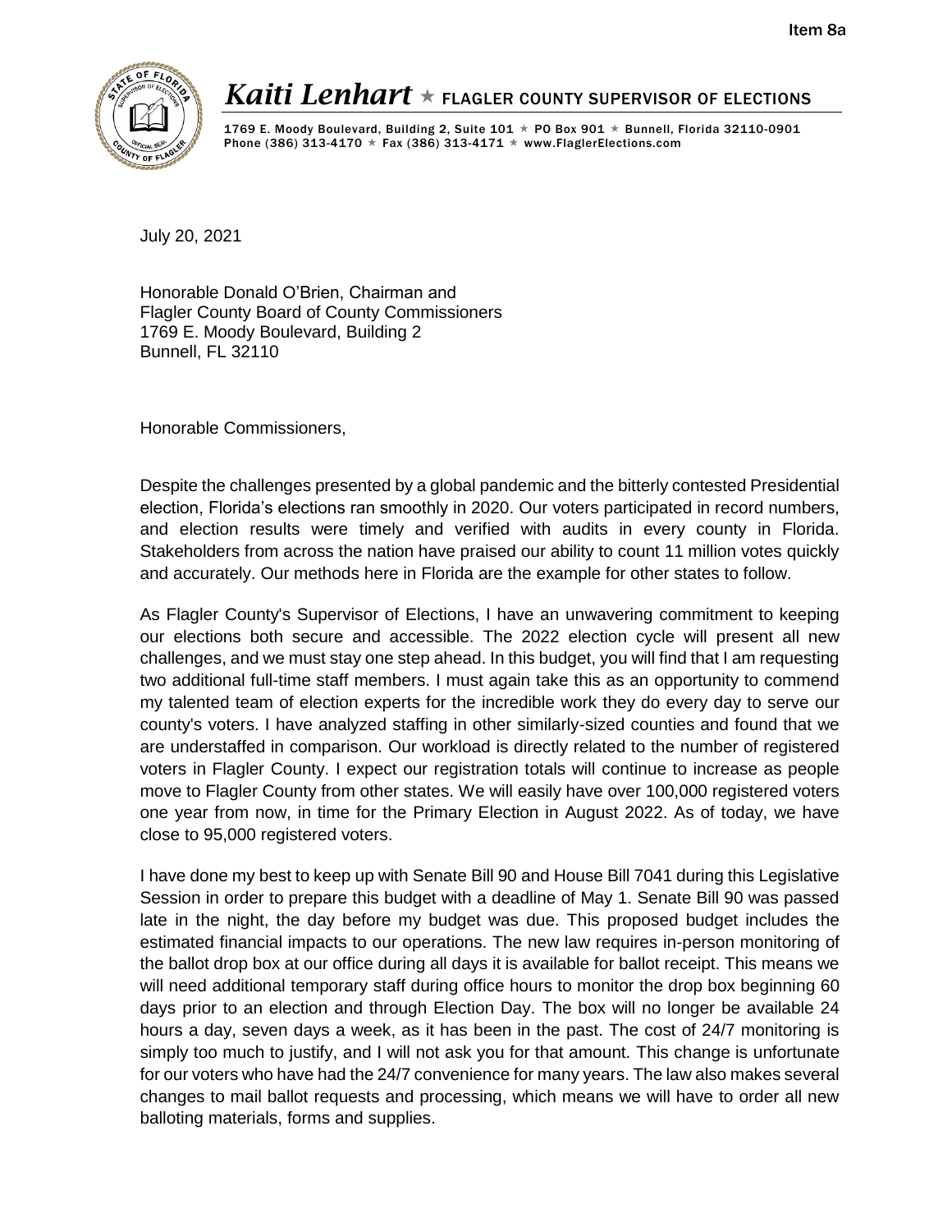Item 8a

# *Kaiti Lenhart* ★ FLAGLER COUNTY SUPERVISOR OF ELECTIONS

1769 E. Moody Boulevard, Building 2, Suite 101 ★ PO Box 901 ★ Bunnell, Florida 32110-0901
Phone (386) 313-4170 ★ Fax (386) 313-4171 ★ www.FlaglerElections.com

July 20, 2021

Honorable Donald O'Brien, Chairman and
Flagler County Board of County Commissioners
1769 E. Moody Boulevard, Building 2
Bunnell, FL 32110

Honorable Commissioners,

Despite the challenges presented by a global pandemic and the bitterly contested Presidential election, Florida's elections ran smoothly in 2020. Our voters participated in record numbers, and election results were timely and verified with audits in every county in Florida. Stakeholders from across the nation have praised our ability to count 11 million votes quickly and accurately. Our methods here in Florida are the example for other states to follow.

As Flagler County's Supervisor of Elections, I have an unwavering commitment to keeping our elections both secure and accessible. The 2022 election cycle will present all new challenges, and we must stay one step ahead. In this budget, you will find that I am requesting two additional full-time staff members. I must again take this as an opportunity to commend my talented team of election experts for the incredible work they do every day to serve our county's voters. I have analyzed staffing in other similarly-sized counties and found that we are understaffed in comparison. Our workload is directly related to the number of registered voters in Flagler County. I expect our registration totals will continue to increase as people move to Flagler County from other states. We will easily have over 100,000 registered voters one year from now, in time for the Primary Election in August 2022. As of today, we have close to 95,000 registered voters.

I have done my best to keep up with Senate Bill 90 and House Bill 7041 during this Legislative Session in order to prepare this budget with a deadline of May 1. Senate Bill 90 was passed late in the night, the day before my budget was due. This proposed budget includes the estimated financial impacts to our operations. The new law requires in-person monitoring of the ballot drop box at our office during all days it is available for ballot receipt. This means we will need additional temporary staff during office hours to monitor the drop box beginning 60 days prior to an election and through Election Day. The box will no longer be available 24 hours a day, seven days a week, as it has been in the past. The cost of 24/7 monitoring is simply too much to justify, and I will not ask you for that amount. This change is unfortunate for our voters who have had the 24/7 convenience for many years. The law also makes several changes to mail ballot requests and processing, which means we will have to order all new balloting materials, forms and supplies.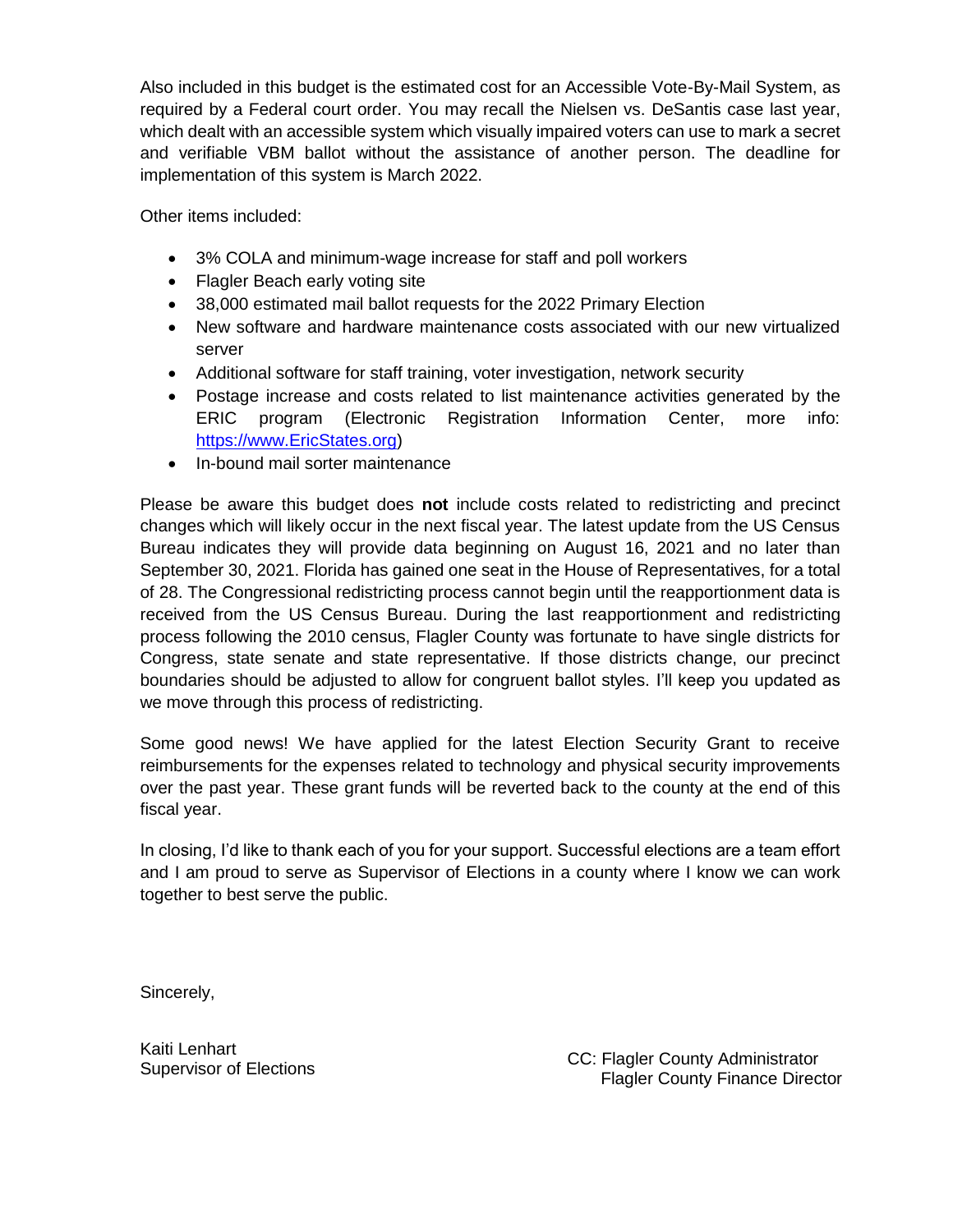Also included in this budget is the estimated cost for an Accessible Vote-By-Mail System, as required by a Federal court order. You may recall the Nielsen vs. DeSantis case last year, which dealt with an accessible system which visually impaired voters can use to mark a secret and verifiable VBM ballot without the assistance of another person. The deadline for implementation of this system is March 2022.

Other items included:

- 3% COLA and minimum-wage increase for staff and poll workers
- Flagler Beach early voting site
- 38,000 estimated mail ballot requests for the 2022 Primary Election
- New software and hardware maintenance costs associated with our new virtualized server
- Additional software for staff training, voter investigation, network security
- Postage increase and costs related to list maintenance activities generated by the ERIC program (Electronic Registration Information Center, more info: https://www.EricStates.org)
- In-bound mail sorter maintenance

Please be aware this budget does **not** include costs related to redistricting and precinct changes which will likely occur in the next fiscal year. The latest update from the US Census Bureau indicates they will provide data beginning on August 16, 2021 and no later than September 30, 2021. Florida has gained one seat in the House of Representatives, for a total of 28. The Congressional redistricting process cannot begin until the reapportionment data is received from the US Census Bureau. During the last reapportionment and redistricting process following the 2010 census, Flagler County was fortunate to have single districts for Congress, state senate and state representative. If those districts change, our precinct boundaries should be adjusted to allow for congruent ballot styles. I'll keep you updated as we move through this process of redistricting.

Some good news! We have applied for the latest Election Security Grant to receive reimbursements for the expenses related to technology and physical security improvements over the past year. These grant funds will be reverted back to the county at the end of this fiscal year.

In closing, I'd like to thank each of you for your support. Successful elections are a team effort and I am proud to serve as Supervisor of Elections in a county where I know we can work together to best serve the public.

Sincerely,

Kaiti Lenhart
Supervisor of Elections

CC: Flagler County Administrator
Flagler County Finance Director